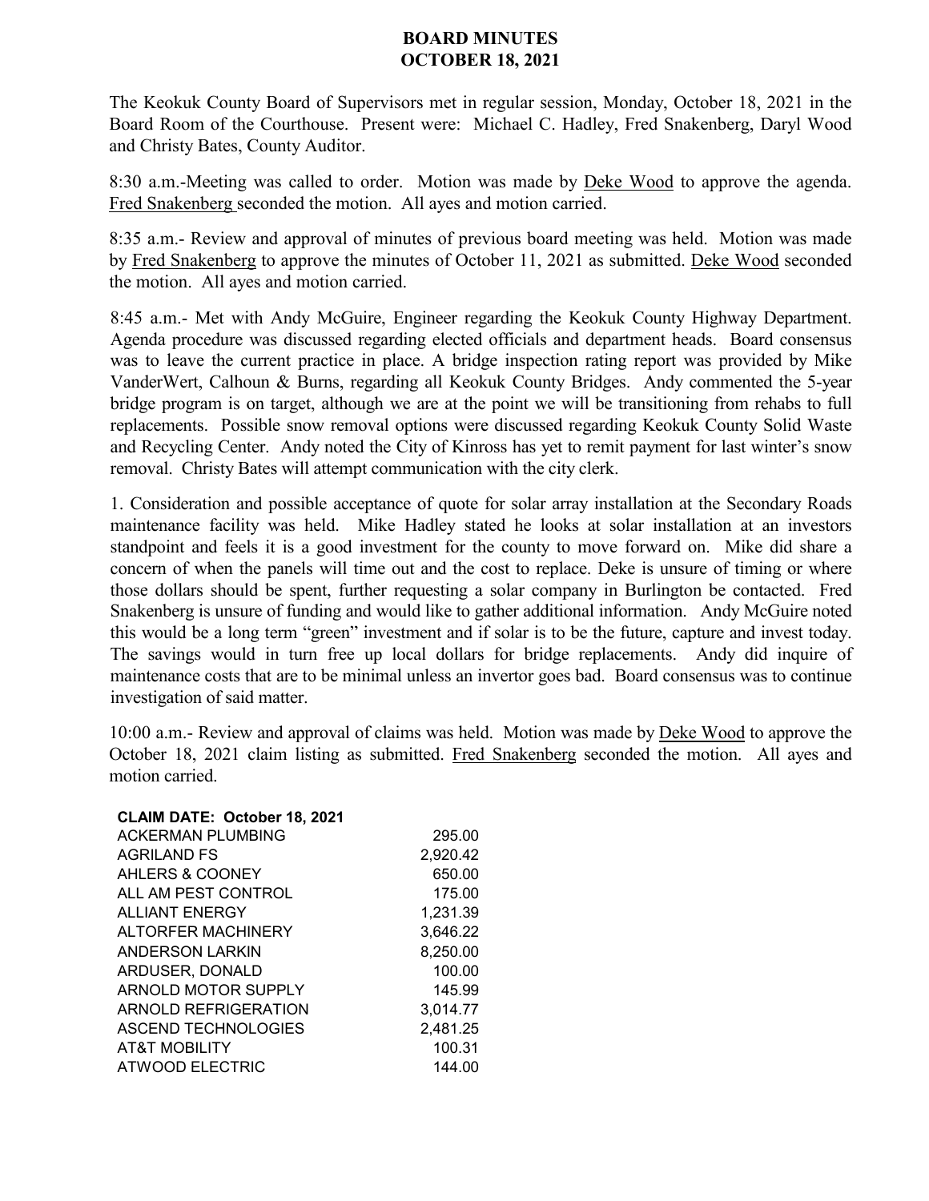# BOARD MINUTES
## OCTOBER 18, 2021

The Keokuk County Board of Supervisors met in regular session, Monday, October 18, 2021 in the Board Room of the Courthouse. Present were: Michael C. Hadley, Fred Snakenberg, Daryl Wood and Christy Bates, County Auditor.

8:30 a.m.-Meeting was called to order. Motion was made by Deke Wood to approve the agenda. Fred Snakenberg seconded the motion. All ayes and motion carried.

8:35 a.m.- Review and approval of minutes of previous board meeting was held. Motion was made by Fred Snakenberg to approve the minutes of October 11, 2021 as submitted. Deke Wood seconded the motion. All ayes and motion carried.

8:45 a.m.- Met with Andy McGuire, Engineer regarding the Keokuk County Highway Department. Agenda procedure was discussed regarding elected officials and department heads. Board consensus was to leave the current practice in place. A bridge inspection rating report was provided by Mike VanderWert, Calhoun & Burns, regarding all Keokuk County Bridges. Andy commented the 5-year bridge program is on target, although we are at the point we will be transitioning from rehabs to full replacements. Possible snow removal options were discussed regarding Keokuk County Solid Waste and Recycling Center. Andy noted the City of Kinross has yet to remit payment for last winter's snow removal. Christy Bates will attempt communication with the city clerk.

1. Consideration and possible acceptance of quote for solar array installation at the Secondary Roads maintenance facility was held. Mike Hadley stated he looks at solar installation at an investors standpoint and feels it is a good investment for the county to move forward on. Mike did share a concern of when the panels will time out and the cost to replace. Deke is unsure of timing or where those dollars should be spent, further requesting a solar company in Burlington be contacted. Fred Snakenberg is unsure of funding and would like to gather additional information. Andy McGuire noted this would be a long term "green" investment and if solar is to be the future, capture and invest today. The savings would in turn free up local dollars for bridge replacements. Andy did inquire of maintenance costs that are to be minimal unless an invertor goes bad. Board consensus was to continue investigation of said matter.

10:00 a.m.- Review and approval of claims was held. Motion was made by Deke Wood to approve the October 18, 2021 claim listing as submitted. Fred Snakenberg seconded the motion. All ayes and motion carried.

| CLAIM DATE: October 18, 2021 | |
|---|---|
| ACKERMAN PLUMBING | 295.00 |
| AGRILAND FS | 2,920.42 |
| AHLERS & COONEY | 650.00 |
| ALL AM PEST CONTROL | 175.00 |
| ALLIANT ENERGY | 1,231.39 |
| ALTORFER MACHINERY | 3,646.22 |
| ANDERSON LARKIN | 8,250.00 |
| ARDUSER, DONALD | 100.00 |
| ARNOLD MOTOR SUPPLY | 145.99 |
| ARNOLD REFRIGERATION | 3,014.77 |
| ASCEND TECHNOLOGIES | 2,481.25 |
| AT&T MOBILITY | 100.31 |
| ATWOOD ELECTRIC | 144.00 |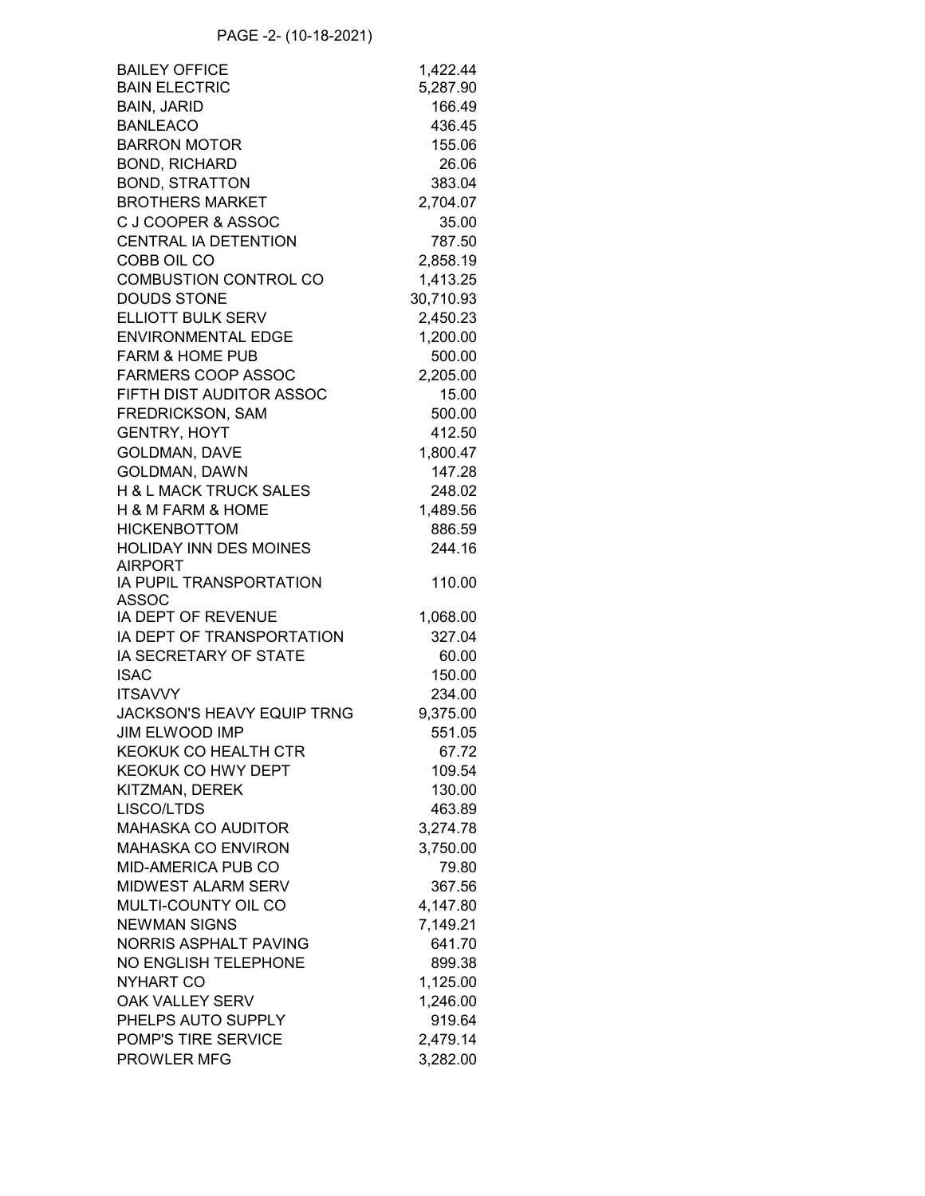PAGE -2- (10-18-2021)

| | |
|---|---:|
| BAILEY OFFICE | 1,422.44 |
| BAIN ELECTRIC | 5,287.90 |
| BAIN, JARID | 166.49 |
| BANLEACO | 436.45 |
| BARRON MOTOR | 155.06 |
| BOND, RICHARD | 26.06 |
| BOND, STRATTON | 383.04 |
| BROTHERS MARKET | 2,704.07 |
| C J COOPER & ASSOC | 35.00 |
| CENTRAL IA DETENTION | 787.50 |
| COBB OIL CO | 2,858.19 |
| COMBUSTION CONTROL CO | 1,413.25 |
| DOUDS STONE | 30,710.93 |
| ELLIOTT BULK SERV | 2,450.23 |
| ENVIRONMENTAL EDGE | 1,200.00 |
| FARM & HOME PUB | 500.00 |
| FARMERS COOP ASSOC | 2,205.00 |
| FIFTH DIST AUDITOR ASSOC | 15.00 |
| FREDRICKSON, SAM | 500.00 |
| GENTRY, HOYT | 412.50 |
| GOLDMAN, DAVE | 1,800.47 |
| GOLDMAN, DAWN | 147.28 |
| H & L MACK TRUCK SALES | 248.02 |
| H & M FARM & HOME | 1,489.56 |
| HICKENBOTTOM | 886.59 |
| HOLIDAY INN DES MOINES AIRPORT | 244.16 |
| IA PUPIL TRANSPORTATION ASSOC | 110.00 |
| IA DEPT OF REVENUE | 1,068.00 |
| IA DEPT OF TRANSPORTATION | 327.04 |
| IA SECRETARY OF STATE | 60.00 |
| ISAC | 150.00 |
| ITSAVVY | 234.00 |
| JACKSON'S HEAVY EQUIP TRNG | 9,375.00 |
| JIM ELWOOD IMP | 551.05 |
| KEOKUK CO HEALTH CTR | 67.72 |
| KEOKUK CO HWY DEPT | 109.54 |
| KITZMAN, DEREK | 130.00 |
| LISCO/LTDS | 463.89 |
| MAHASKA CO AUDITOR | 3,274.78 |
| MAHASKA CO ENVIRON | 3,750.00 |
| MID-AMERICA PUB CO | 79.80 |
| MIDWEST ALARM SERV | 367.56 |
| MULTI-COUNTY OIL CO | 4,147.80 |
| NEWMAN SIGNS | 7,149.21 |
| NORRIS ASPHALT PAVING | 641.70 |
| NO ENGLISH TELEPHONE | 899.38 |
| NYHART CO | 1,125.00 |
| OAK VALLEY SERV | 1,246.00 |
| PHELPS AUTO SUPPLY | 919.64 |
| POMP'S TIRE SERVICE | 2,479.14 |
| PROWLER MFG | 3,282.00 |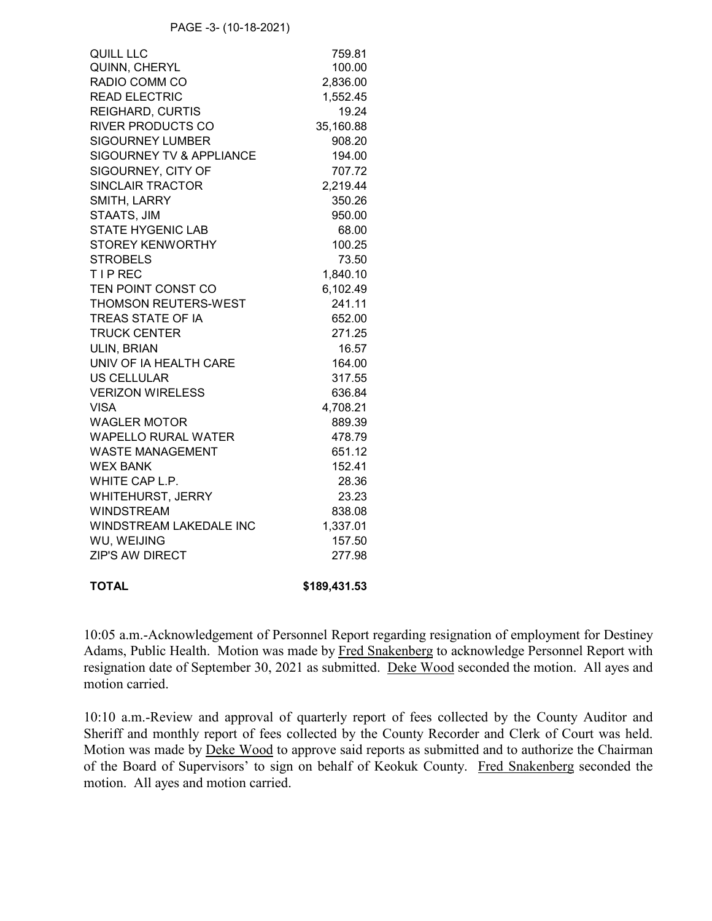| | |
|---|---|
| QUILL LLC | 759.81 |
| QUINN, CHERYL | 100.00 |
| RADIO COMM CO | 2,836.00 |
| READ ELECTRIC | 1,552.45 |
| REIGHARD, CURTIS | 19.24 |
| RIVER PRODUCTS CO | 35,160.88 |
| SIGOURNEY LUMBER | 908.20 |
| SIGOURNEY TV & APPLIANCE | 194.00 |
| SIGOURNEY, CITY OF | 707.72 |
| SINCLAIR TRACTOR | 2,219.44 |
| SMITH, LARRY | 350.26 |
| STAATS, JIM | 950.00 |
| STATE HYGENIC LAB | 68.00 |
| STOREY KENWORTHY | 100.25 |
| STROBELS | 73.50 |
| T I P REC | 1,840.10 |
| TEN POINT CONST CO | 6,102.49 |
| THOMSON REUTERS-WEST | 241.11 |
| TREAS STATE OF IA | 652.00 |
| TRUCK CENTER | 271.25 |
| ULIN, BRIAN | 16.57 |
| UNIV OF IA HEALTH CARE | 164.00 |
| US CELLULAR | 317.55 |
| VERIZON WIRELESS | 636.84 |
| VISA | 4,708.21 |
| WAGLER MOTOR | 889.39 |
| WAPELLO RURAL WATER | 478.79 |
| WASTE MANAGEMENT | 651.12 |
| WEX BANK | 152.41 |
| WHITE CAP L.P. | 28.36 |
| WHITEHURST, JERRY | 23.23 |
| WINDSTREAM | 838.08 |
| WINDSTREAM LAKEDALE INC | 1,337.01 |
| WU, WEIJING | 157.50 |
| ZIP'S AW DIRECT | 277.98 |
| **TOTAL** | **$189,431.53** |

10:05 a.m.-Acknowledgement of Personnel Report regarding resignation of employment for Destiney Adams, Public Health. Motion was made by Fred Snakenberg to acknowledge Personnel Report with resignation date of September 30, 2021 as submitted. Deke Wood seconded the motion. All ayes and motion carried.

10:10 a.m.-Review and approval of quarterly report of fees collected by the County Auditor and Sheriff and monthly report of fees collected by the County Recorder and Clerk of Court was held. Motion was made by Deke Wood to approve said reports as submitted and to authorize the Chairman of the Board of Supervisors' to sign on behalf of Keokuk County. Fred Snakenberg seconded the motion. All ayes and motion carried.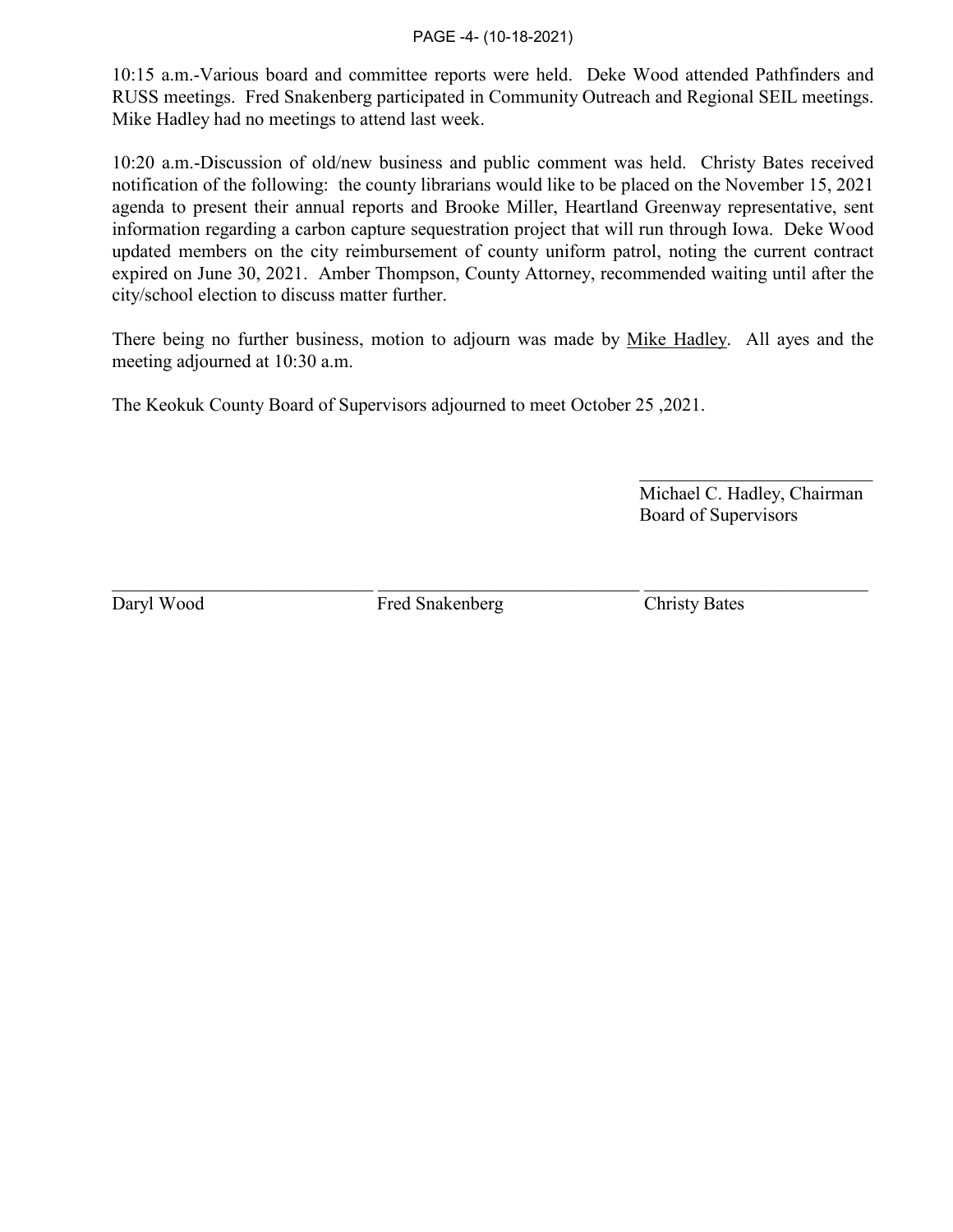10:15 a.m.-Various board and committee reports were held. Deke Wood attended Pathfinders and RUSS meetings. Fred Snakenberg participated in Community Outreach and Regional SEIL meetings. Mike Hadley had no meetings to attend last week.

10:20 a.m.-Discussion of old/new business and public comment was held. Christy Bates received notification of the following: the county librarians would like to be placed on the November 15, 2021 agenda to present their annual reports and Brooke Miller, Heartland Greenway representative, sent information regarding a carbon capture sequestration project that will run through Iowa. Deke Wood updated members on the city reimbursement of county uniform patrol, noting the current contract expired on June 30, 2021. Amber Thompson, County Attorney, recommended waiting until after the city/school election to discuss matter further.

There being no further business, motion to adjourn was made by Mike Hadley. All ayes and the meeting adjourned at 10:30 a.m.

The Keokuk County Board of Supervisors adjourned to meet October 25 ,2021.

\_\_\_\_\_\_\_\_\_\_\_\_\_\_\_\_\_\_\_\_\_\_\_\_\_
Michael C. Hadley, Chairman
Board of Supervisors

\_\_\_\_\_\_\_\_\_\_\_\_\_\_\_\_\_\_\_\_\_\_\_\_\_ \_\_\_\_\_\_\_\_\_\_\_\_\_\_\_\_\_\_\_\_\_\_\_\_\_ \_\_\_\_\_\_\_\_\_\_\_\_\_\_\_\_\_\_\_\_\_\_\_\_\_
Daryl Wood Fred Snakenberg Christy Bates